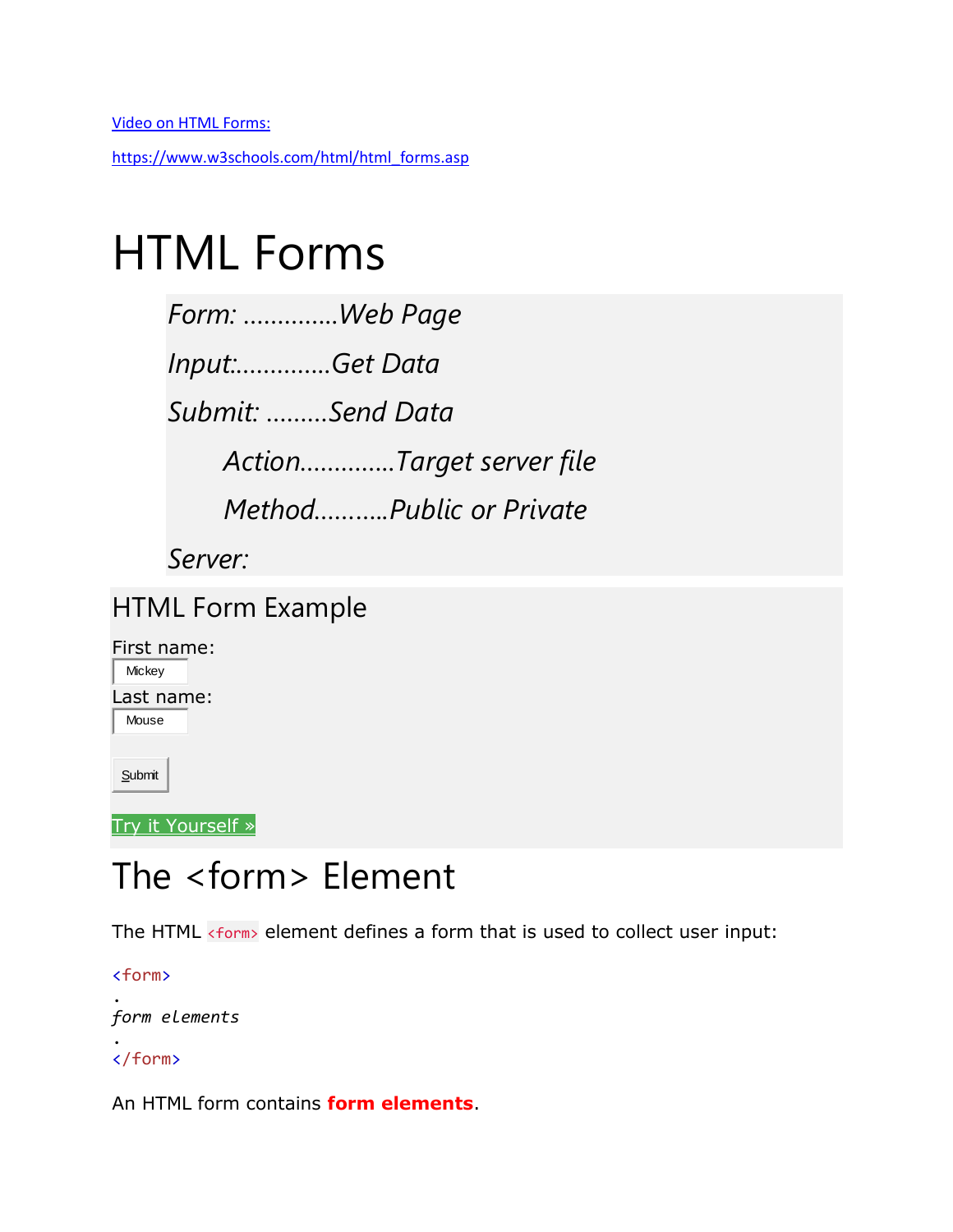[Video on HTML Forms:](https://www.w3schools.com/html/html_forms.asp)

https://www.w3schools.com/html/html_forms.asp

# HTML Forms

*Form: ..............Web Page*

*Input:..............Get Data*

*Submit: .........Send Data*

*Action..............Target server file*

*Method...........Public or Private*

*Server:*

## HTML Form Example

First name:

Mickey

Last name:

Mouse

Submit

Try it Yourself »

# The <form> Element

The HTML `<form>` element defines a form that is used to collect user input:

```
<form>
.
form elements
.
</form>
```

An HTML form contains **form elements**.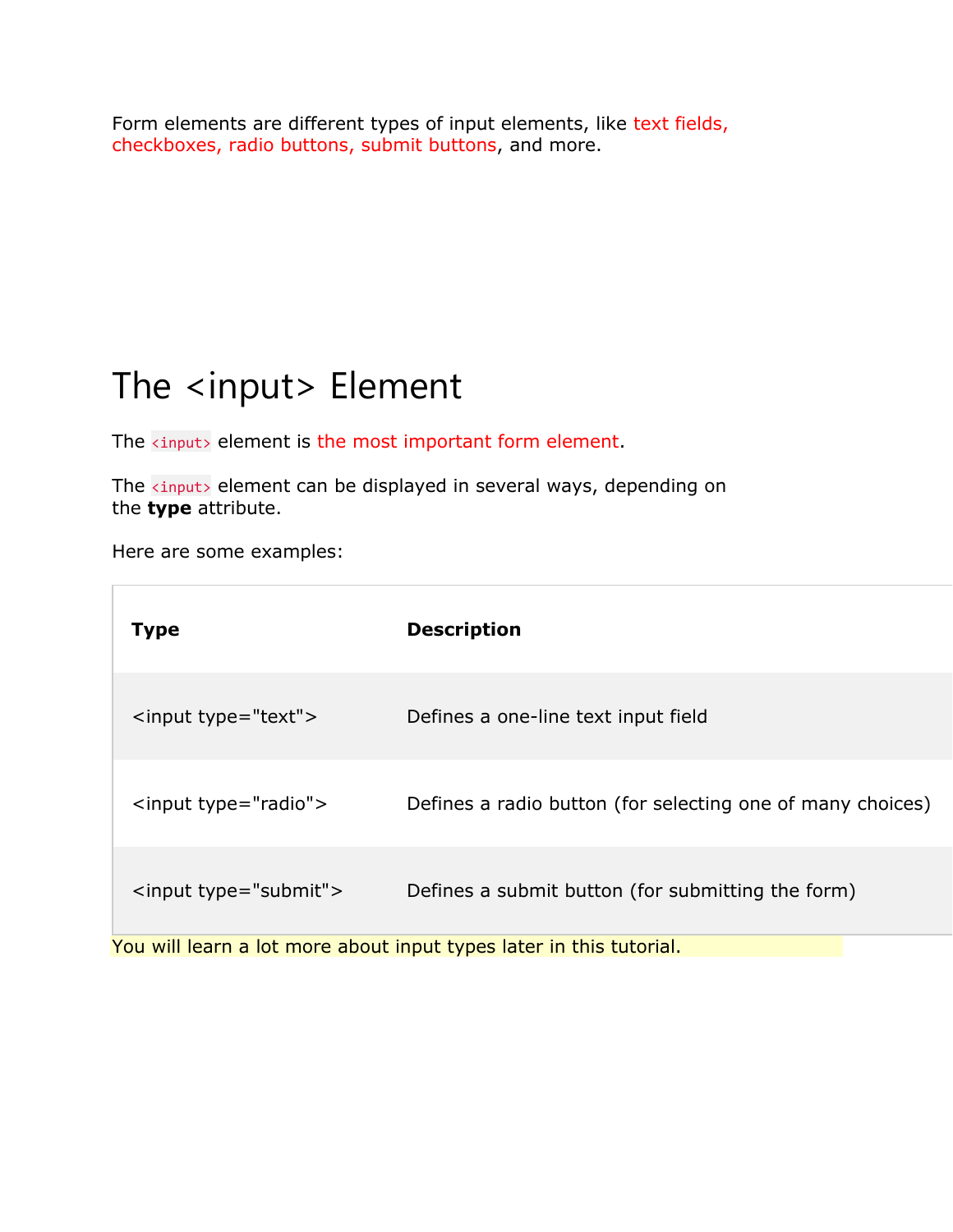Form elements are different types of input elements, like text fields, checkboxes, radio buttons, submit buttons, and more.

# The <input> Element

The `<input>` element is the most important form element.

The `<input>` element can be displayed in several ways, depending on the **type** attribute.

Here are some examples:

| **Type** | **Description** |
| --- | --- |
| <input type="text"> | Defines a one-line text input field |
| <input type="radio"> | Defines a radio button (for selecting one of many choices) |
| <input type="submit"> | Defines a submit button (for submitting the form) |

You will learn a lot more about input types later in this tutorial.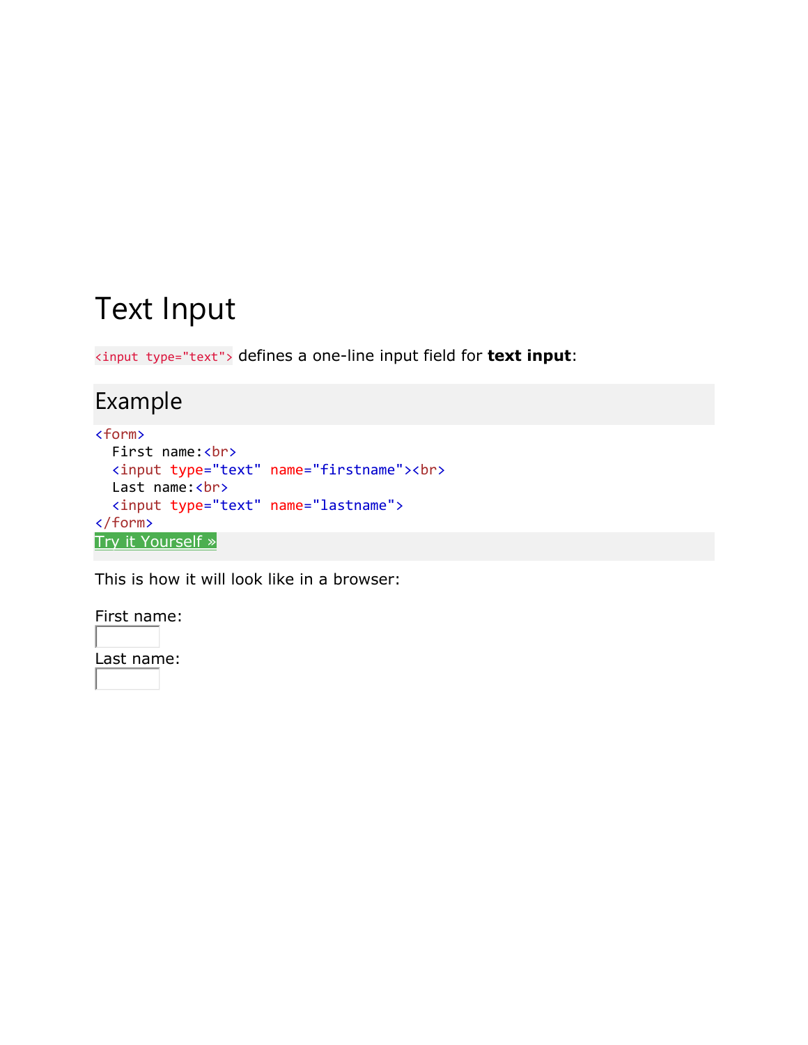## Text Input

`<input type="text">` defines a one-line input field for **text input**:

### Example

```
<form>
  First name:<br>
  <input type="text" name="firstname"><br>
  Last name:<br>
  <input type="text" name="lastname">
</form>
```

Try it Yourself »

This is how it will look like in a browser:

First name:

Last name: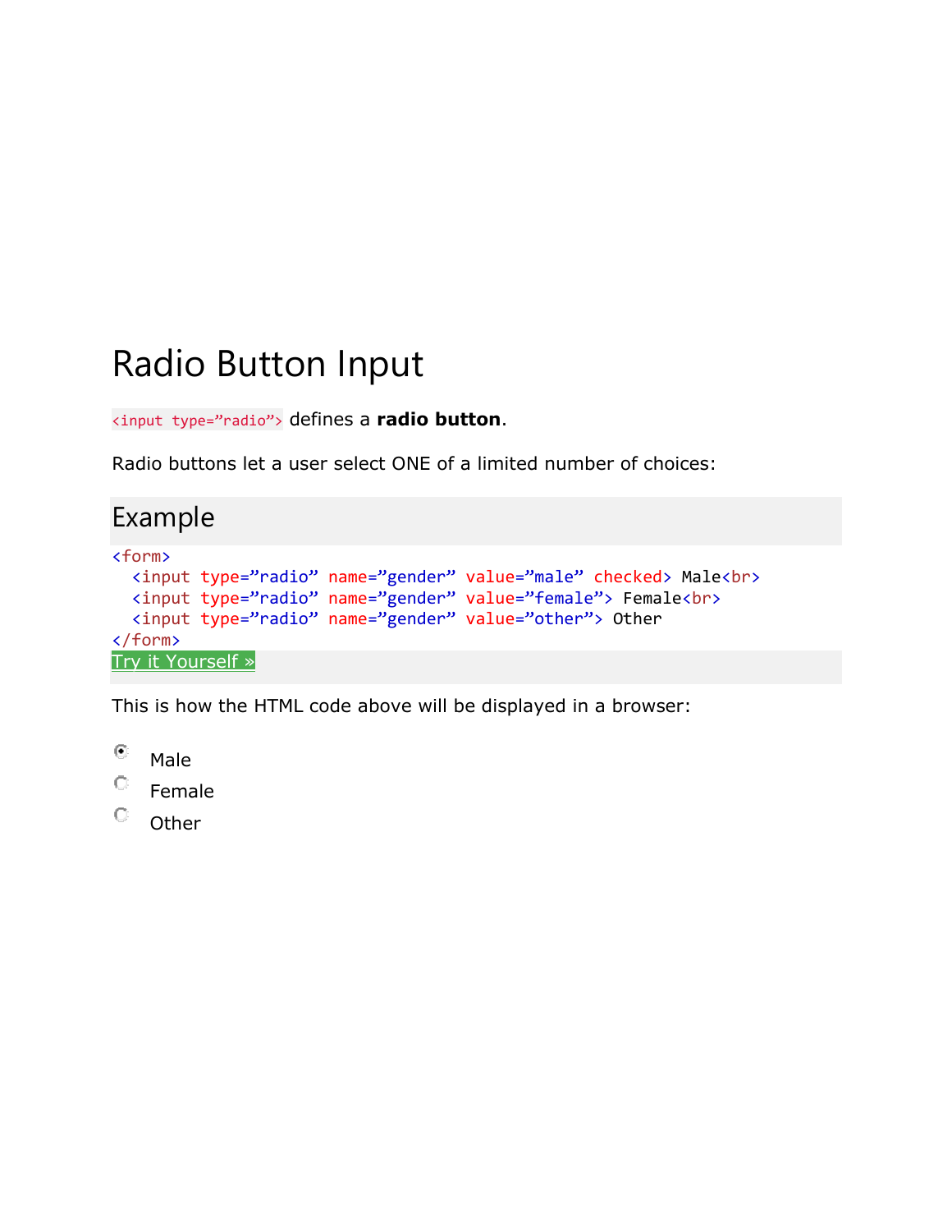# Radio Button Input

`<input type=”radio”>` defines a **radio button**.

Radio buttons let a user select ONE of a limited number of choices:

## Example

```
<form>
  <input type=”radio” name=”gender” value=”male” checked> Male<br>
  <input type=”radio” name=”gender” value=”female”> Female<br>
  <input type=”radio” name=”gender” value=”other”> Other
</form>
```

Try it Yourself »

This is how the HTML code above will be displayed in a browser:

- (•) Male
- ( ) Female
- ( ) Other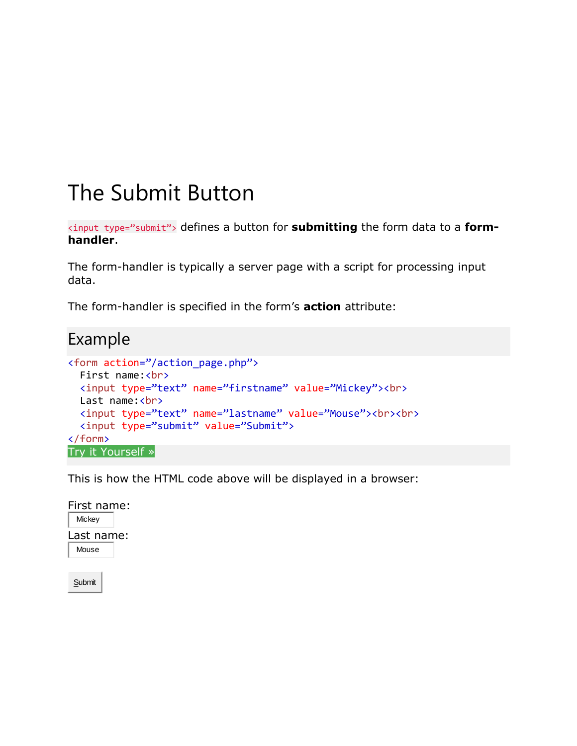# The Submit Button

`<input type="submit">` defines a button for **submitting** the form data to a **form-handler**.

The form-handler is typically a server page with a script for processing input data.

The form-handler is specified in the form's **action** attribute:

## Example

```
<form action=”/action_page.php”>
  First name:<br>
  <input type=”text” name=”firstname” value=”Mickey”><br>
  Last name:<br>
  <input type=”text” name=”lastname” value=”Mouse”><br><br>
  <input type=”submit” value=”Submit”>
</form>
```

Try it Yourself »

This is how the HTML code above will be displayed in a browser:

First name:
Mickey
Last name:
Mouse

Submit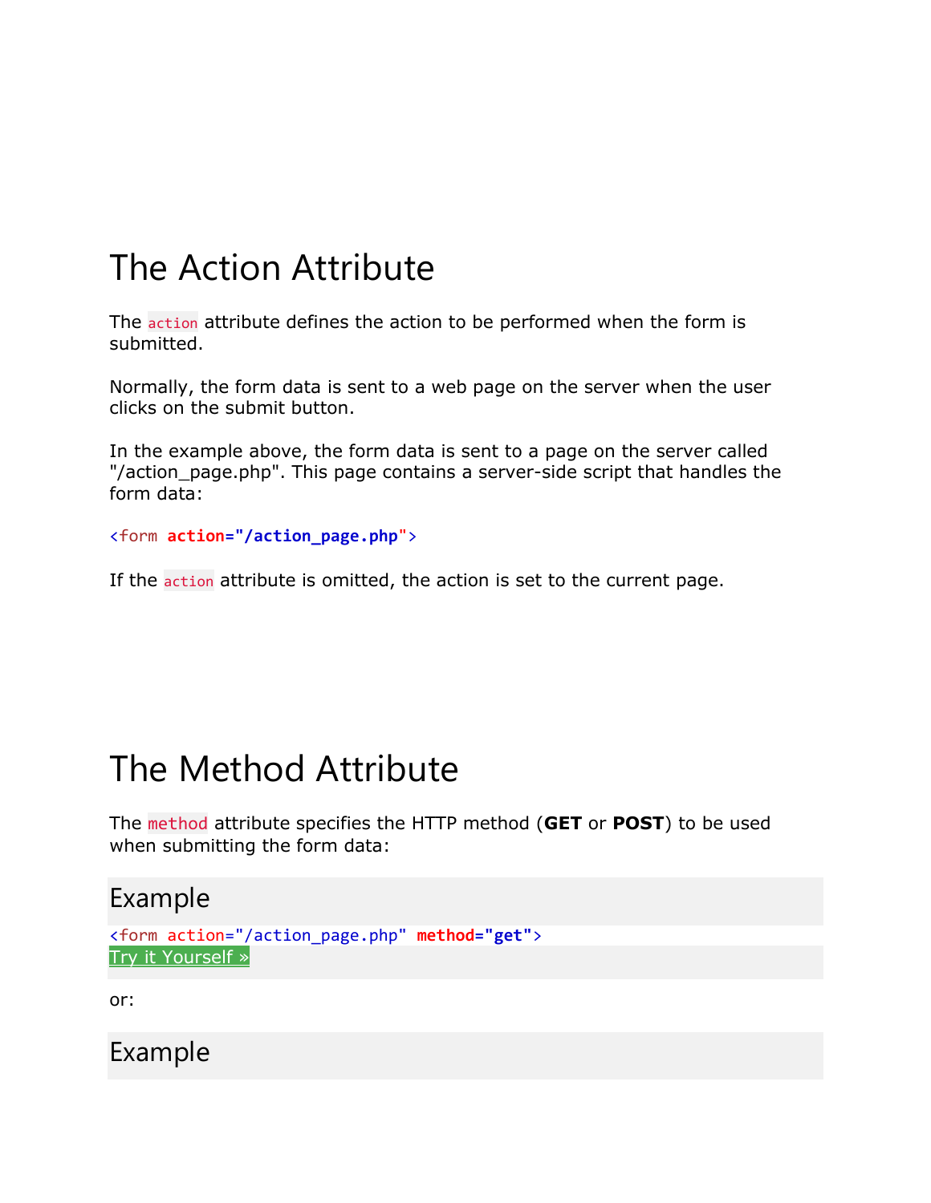## The Action Attribute

The `action` attribute defines the action to be performed when the form is submitted.

Normally, the form data is sent to a web page on the server when the user clicks on the submit button.

In the example above, the form data is sent to a page on the server called "/action_page.php". This page contains a server-side script that handles the form data:

```
<form action="/action_page.php">
```

If the `action` attribute is omitted, the action is set to the current page.

## The Method Attribute

The `method` attribute specifies the HTTP method (**GET** or **POST**) to be used when submitting the form data:

### Example

```
<form action="/action_page.php" method="get">
```

Try it Yourself »

or:

### Example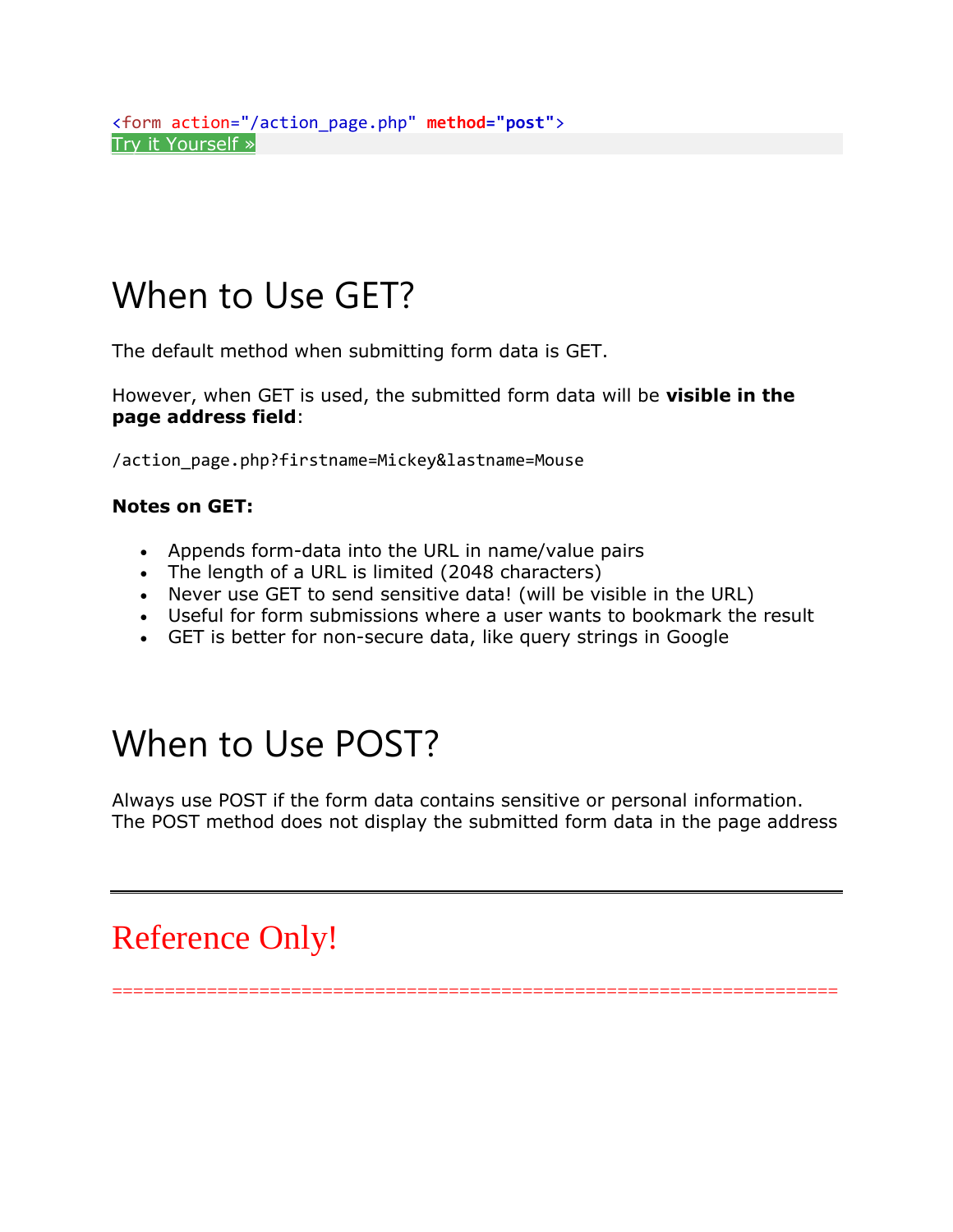```
<form action="/action_page.php" method="post">
```

Try it Yourself »

## When to Use GET?

The default method when submitting form data is GET.

However, when GET is used, the submitted form data will be **visible in the page address field**:

```
/action_page.php?firstname=Mickey&lastname=Mouse
```

**Notes on GET:**

- Appends form-data into the URL in name/value pairs
- The length of a URL is limited (2048 characters)
- Never use GET to send sensitive data! (will be visible in the URL)
- Useful for form submissions where a user wants to bookmark the result
- GET is better for non-secure data, like query strings in Google

## When to Use POST?

Always use POST if the form data contains sensitive or personal information. The POST method does not display the submitted form data in the page address

---

## Reference Only!

=====================================================================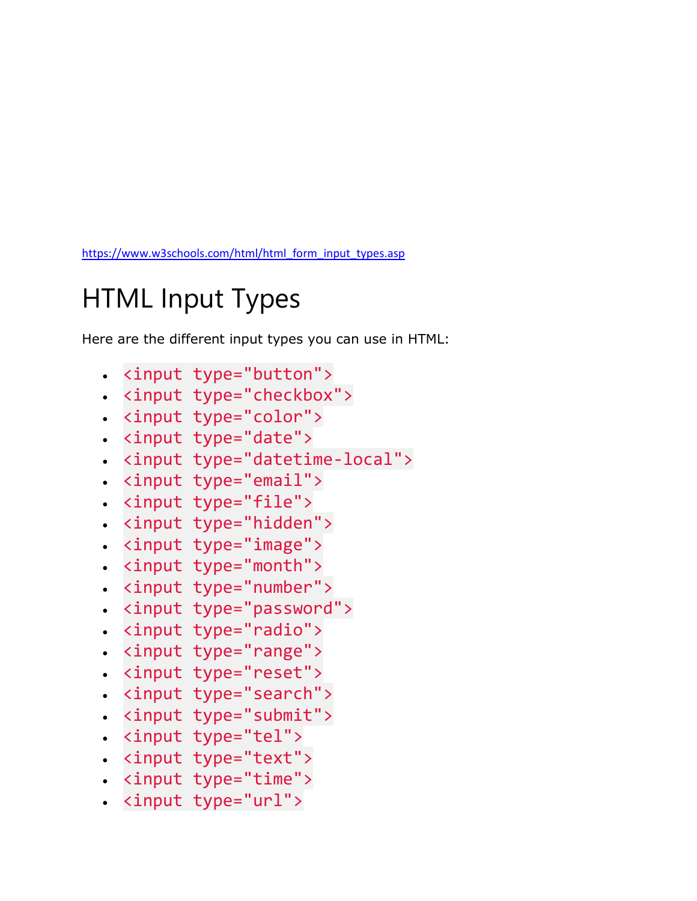https://www.w3schools.com/html/html_form_input_types.asp

# HTML Input Types

Here are the different input types you can use in HTML:

- `<input type="button">`
- `<input type="checkbox">`
- `<input type="color">`
- `<input type="date">`
- `<input type="datetime-local">`
- `<input type="email">`
- `<input type="file">`
- `<input type="hidden">`
- `<input type="image">`
- `<input type="month">`
- `<input type="number">`
- `<input type="password">`
- `<input type="radio">`
- `<input type="range">`
- `<input type="reset">`
- `<input type="search">`
- `<input type="submit">`
- `<input type="tel">`
- `<input type="text">`
- `<input type="time">`
- `<input type="url">`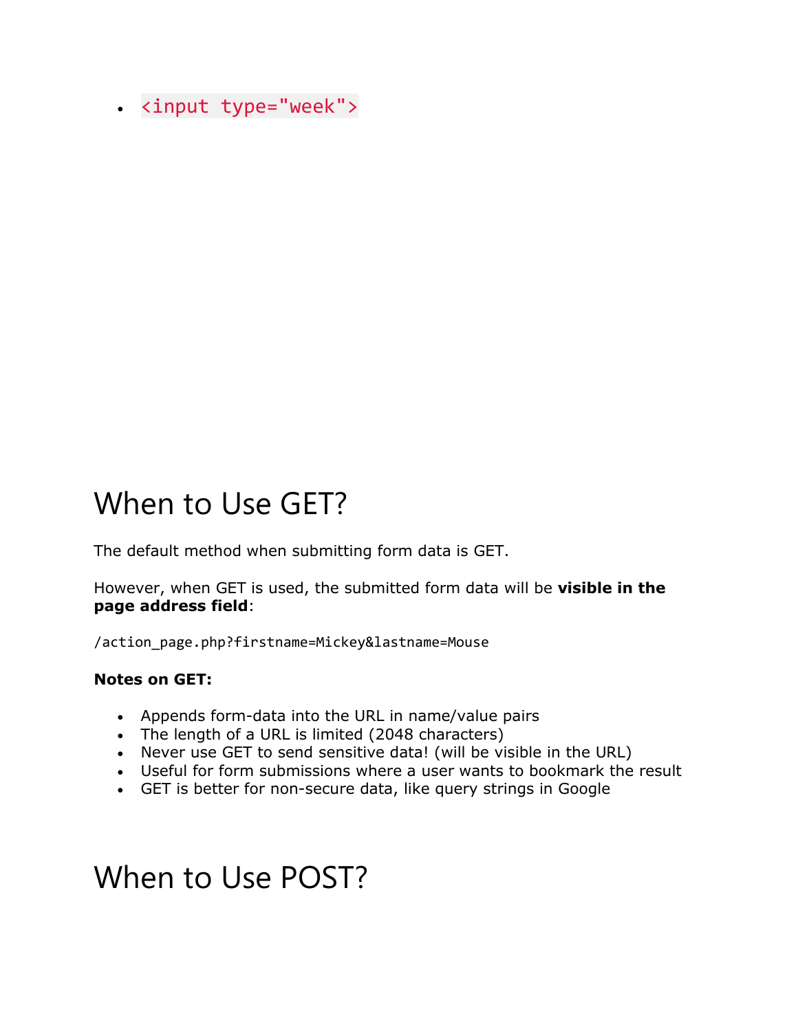- `<input type="week">`

## When to Use GET?

The default method when submitting form data is GET.

However, when GET is used, the submitted form data will be **visible in the page address field**:

```
/action_page.php?firstname=Mickey&lastname=Mouse
```

**Notes on GET:**

- Appends form-data into the URL in name/value pairs
- The length of a URL is limited (2048 characters)
- Never use GET to send sensitive data! (will be visible in the URL)
- Useful for form submissions where a user wants to bookmark the result
- GET is better for non-secure data, like query strings in Google

## When to Use POST?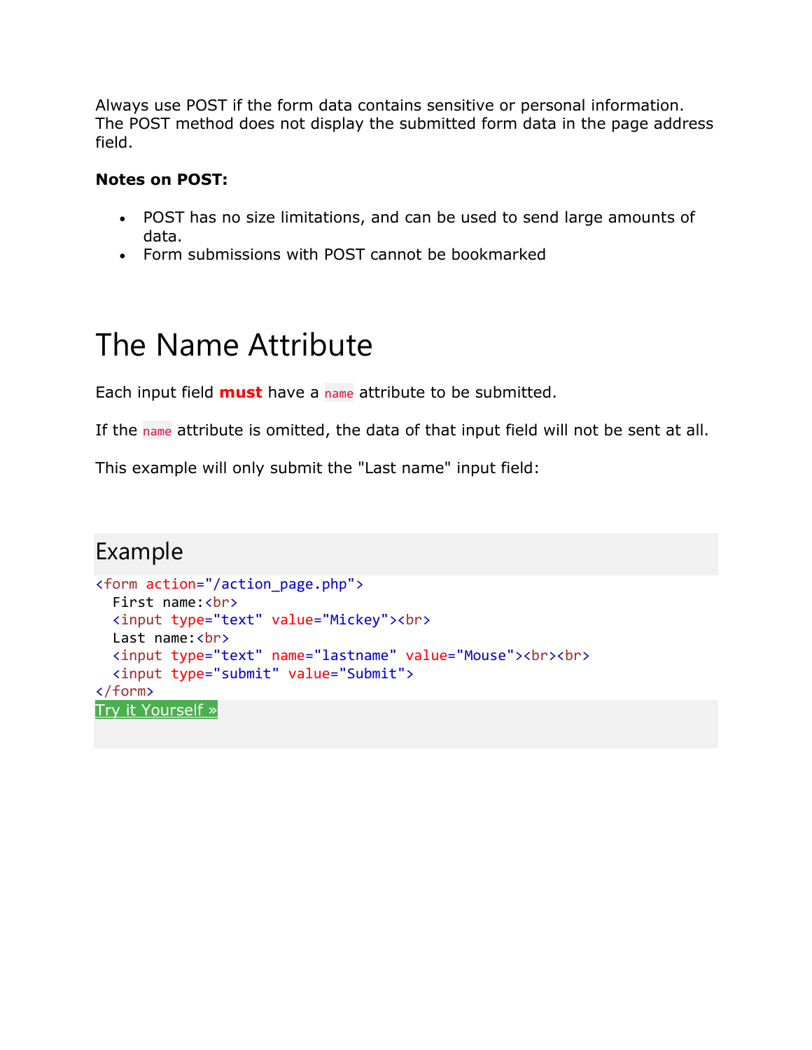Always use POST if the form data contains sensitive or personal information. The POST method does not display the submitted form data in the page address field.

**Notes on POST:**

- POST has no size limitations, and can be used to send large amounts of data.
- Form submissions with POST cannot be bookmarked

# The Name Attribute

Each input field **must** have a `name` attribute to be submitted.

If the `name` attribute is omitted, the data of that input field will not be sent at all.

This example will only submit the "Last name" input field:

## Example

```
<form action="/action_page.php">
  First name:<br>
  <input type="text" value="Mickey"><br>
  Last name:<br>
  <input type="text" name="lastname" value="Mouse"><br><br>
  <input type="submit" value="Submit">
</form>
```

Try it Yourself »